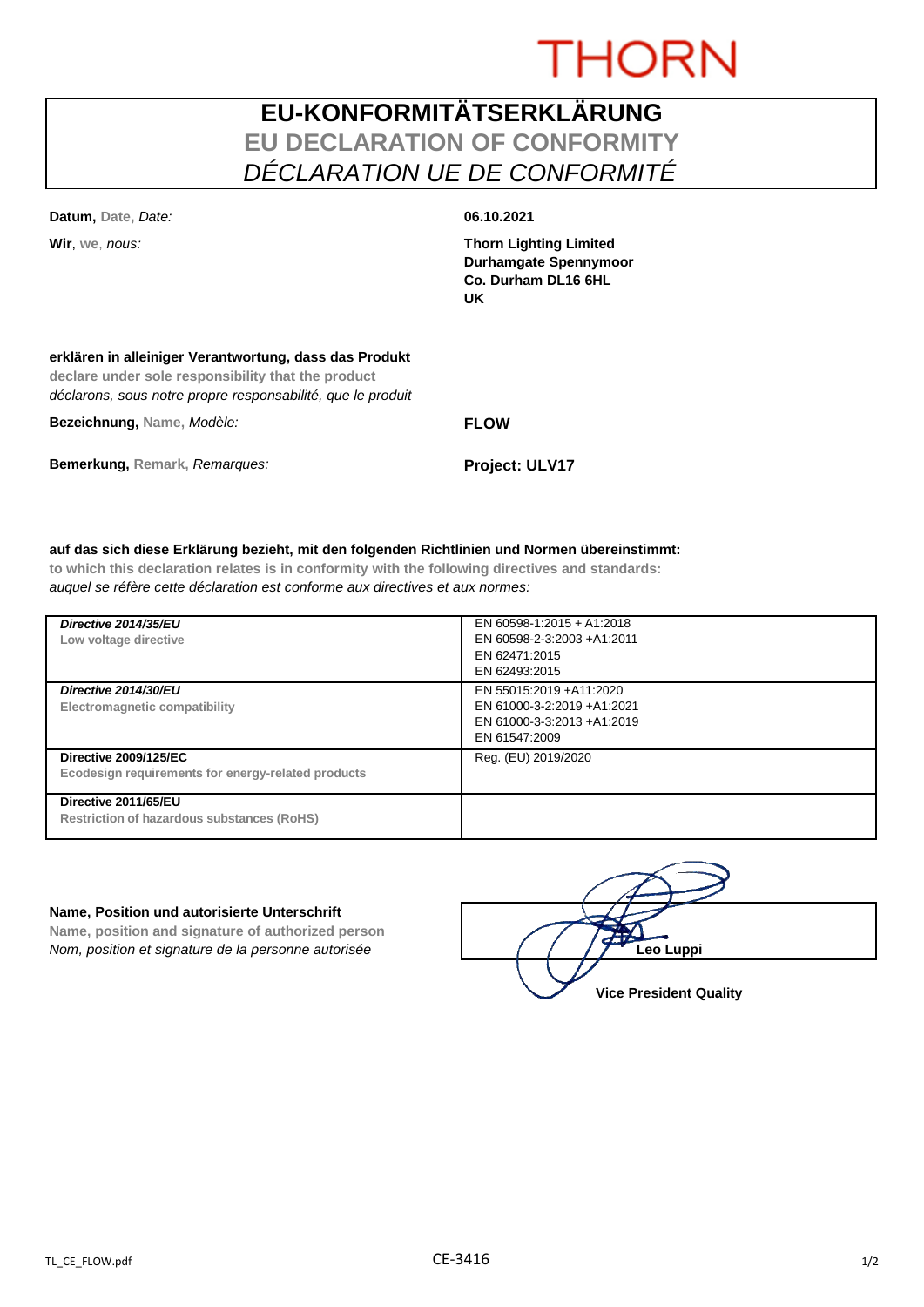THORN

# EU-KONFORMITÄTSERKLÄRUNG
## EU DECLARATION OF CONFORMITY
## *DÉCLARATION UE DE CONFORMITÉ*

**Datum,** Date, *Date:* **06.10.2021**

**Wir**, we, *nous:*

**Thorn Lighting Limited**
**Durhamgate Spennymoor**
**Co. Durham DL16 6HL**
**UK**

**erklären in alleiniger Verantwortung, dass das Produkt**
**declare under sole responsibility that the product**
*déclarons, sous notre propre responsabilité, que le produit*

**Bezeichnung,** Name, *Modèle:* **FLOW**

**Bemerkung,** Remark, *Remarques:* **Project: ULV17**

**auf das sich diese Erklärung bezieht, mit den folgenden Richtlinien und Normen übereinstimmt:**
**to which this declaration relates is in conformity with the following directives and standards:**
*auquel se réfère cette déclaration est conforme aux directives et aux normes:*

| Directive | Standards |
|---|---|
| ***Directive 2014/35/EU***<br>**Low voltage directive** | EN 60598-1:2015 + A1:2018<br>EN 60598-2-3:2003 +A1:2011<br>EN 62471:2015<br>EN 62493:2015 |
| ***Directive 2014/30/EU***<br>**Electromagnetic compatibility** | EN 55015:2019 +A11:2020<br>EN 61000-3-2:2019 +A1:2021<br>EN 61000-3-3:2013 +A1:2019<br>EN 61547:2009 |
| **Directive 2009/125/EC**<br>**Ecodesign requirements for energy-related products** | Reg. (EU) 2019/2020 |
| **Directive 2011/65/EU**<br>**Restriction of hazardous substances (RoHS)** | |

**Name, Position und autorisierte Unterschrift**
**Name, position and signature of authorized person**
*Nom, position et signature de la personne autorisée*

**Leo Luppi**
**Vice President Quality**

TL_CE_FLOW.pdf CE-3416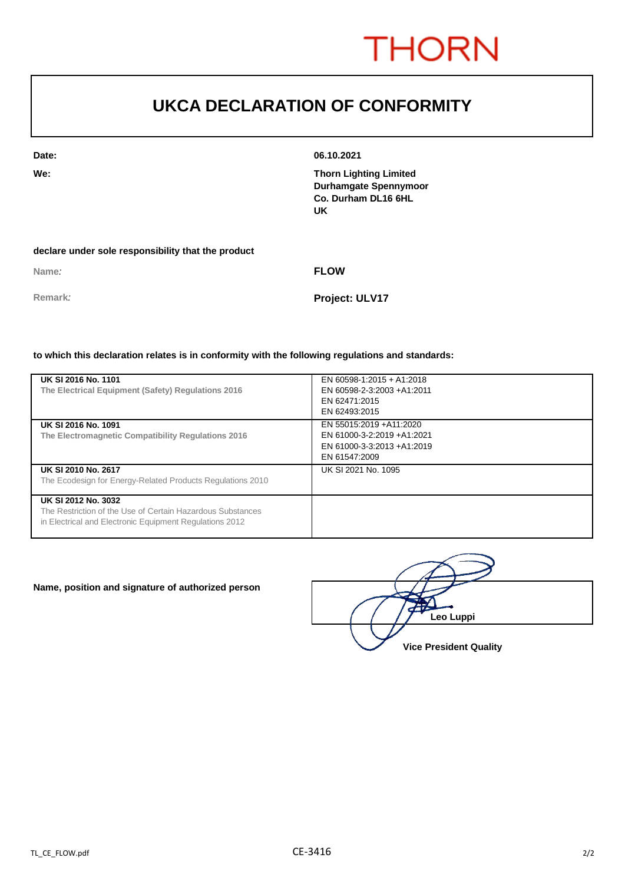THORN

# UKCA DECLARATION OF CONFORMITY

| | |
|---|---|
| **Date:** | **06.10.2021** |
| **We:** | **Thorn Lighting Limited**<br>**Durhamgate Spennymoor**<br>**Co. Durham DL16 6HL**<br>**UK** |

**declare under sole responsibility that the product**

| | |
|---|---|
| Name: | **FLOW** |
| Remark: | **Project: ULV17** |

**to which this declaration relates is in conformity with the following regulations and standards:**

| | |
|---|---|
| **UK SI 2016 No. 1101**<br>**The Electrical Equipment (Safety) Regulations 2016** | EN 60598-1:2015 + A1:2018<br>EN 60598-2-3:2003 +A1:2011<br>EN 62471:2015<br>EN 62493:2015 |
| **UK SI 2016 No. 1091**<br>**The Electromagnetic Compatibility Regulations 2016** | EN 55015:2019 +A11:2020<br>EN 61000-3-2:2019 +A1:2021<br>EN 61000-3-3:2013 +A1:2019<br>EN 61547:2009 |
| **UK SI 2010 No. 2617**<br>The Ecodesign for Energy-Related Products Regulations 2010 | UK SI 2021 No. 1095 |
| **UK SI 2012 No. 3032**<br>The Restriction of the Use of Certain Hazardous Substances in Electrical and Electronic Equipment Regulations 2012 | |

**Name, position and signature of authorized person**

**Leo Luppi**

**Vice President Quality**

TL_CE_FLOW.pdf

CE-3416